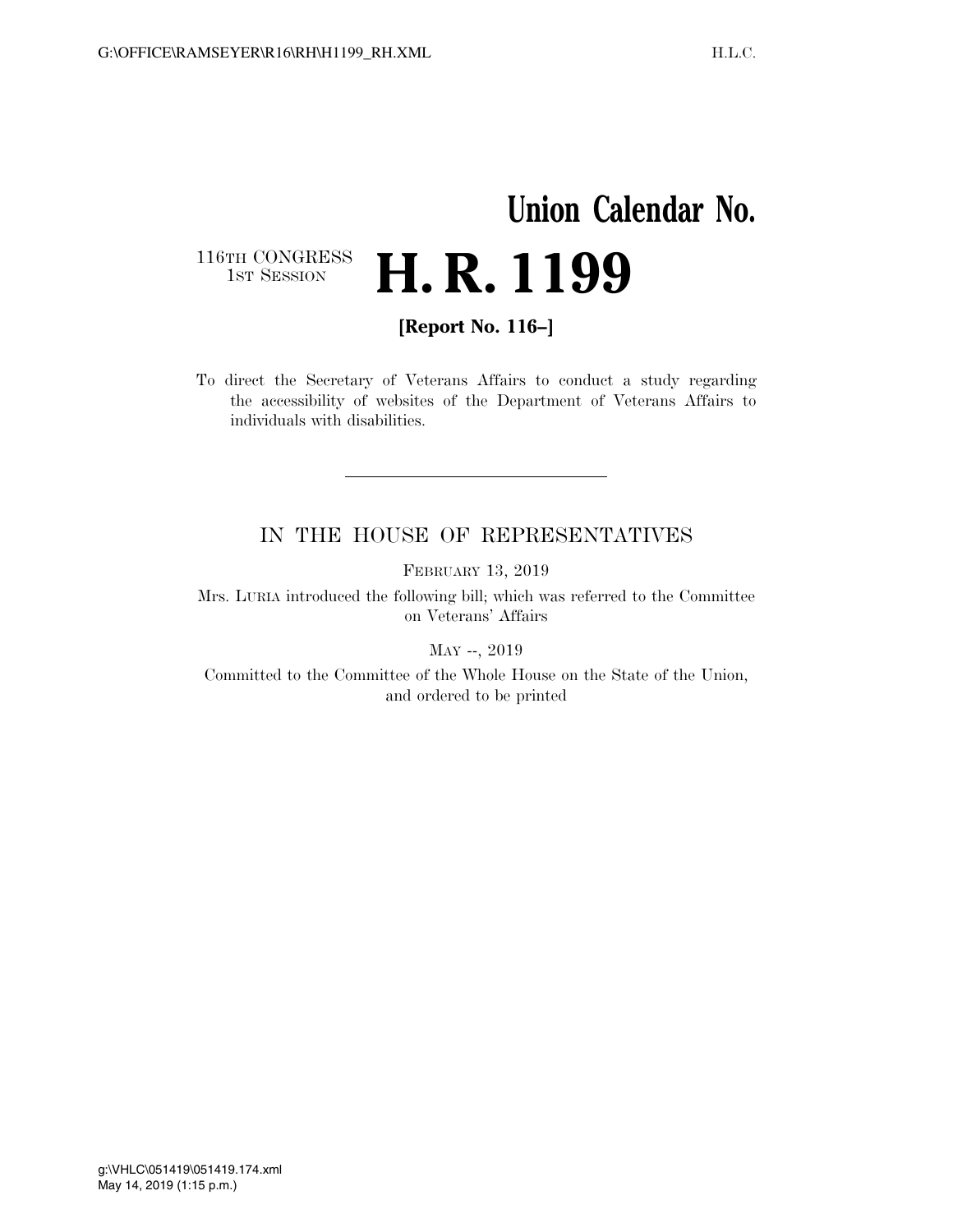# Union Calendar No.

116TH CONGRESS
1ST SESSION

# H. R. 1199

**[Report No. 116–]**

To direct the Secretary of Veterans Affairs to conduct a study regarding the accessibility of websites of the Department of Veterans Affairs to individuals with disabilities.

---

IN THE HOUSE OF REPRESENTATIVES

FEBRUARY 13, 2019

Mrs. LURIA introduced the following bill; which was referred to the Committee on Veterans' Affairs

MAY --, 2019

Committed to the Committee of the Whole House on the State of the Union, and ordered to be printed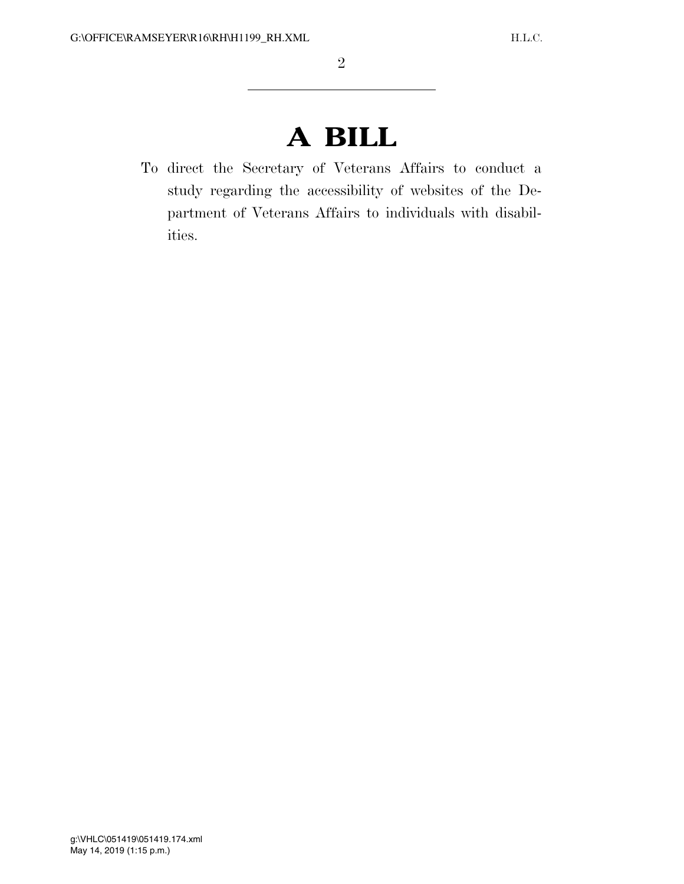# A BILL

To direct the Secretary of Veterans Affairs to conduct a study regarding the accessibility of websites of the Department of Veterans Affairs to individuals with disabilities.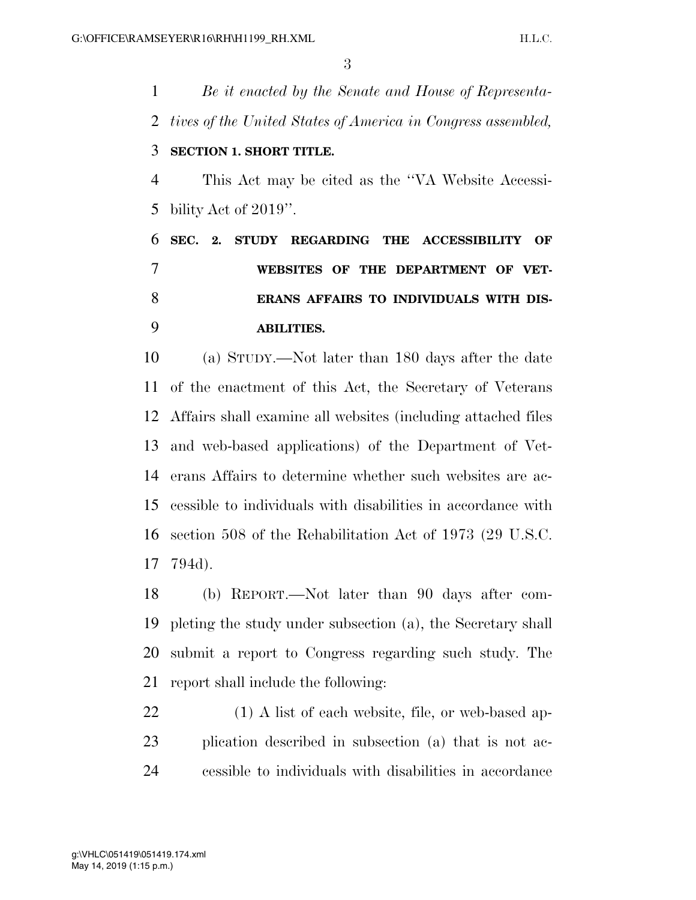*Be it enacted by the Senate and House of Representatives of the United States of America in Congress assembled,*

## SECTION 1. SHORT TITLE.

This Act may be cited as the "VA Website Accessibility Act of 2019".

## SEC. 2. STUDY REGARDING THE ACCESSIBILITY OF WEBSITES OF THE DEPARTMENT OF VETERANS AFFAIRS TO INDIVIDUALS WITH DISABILITIES.

(a) STUDY.—Not later than 180 days after the date of the enactment of this Act, the Secretary of Veterans Affairs shall examine all websites (including attached files and web-based applications) of the Department of Veterans Affairs to determine whether such websites are accessible to individuals with disabilities in accordance with section 508 of the Rehabilitation Act of 1973 (29 U.S.C. 794d).

(b) REPORT.—Not later than 90 days after completing the study under subsection (a), the Secretary shall submit a report to Congress regarding such study. The report shall include the following:

(1) A list of each website, file, or web-based application described in subsection (a) that is not accessible to individuals with disabilities in accordance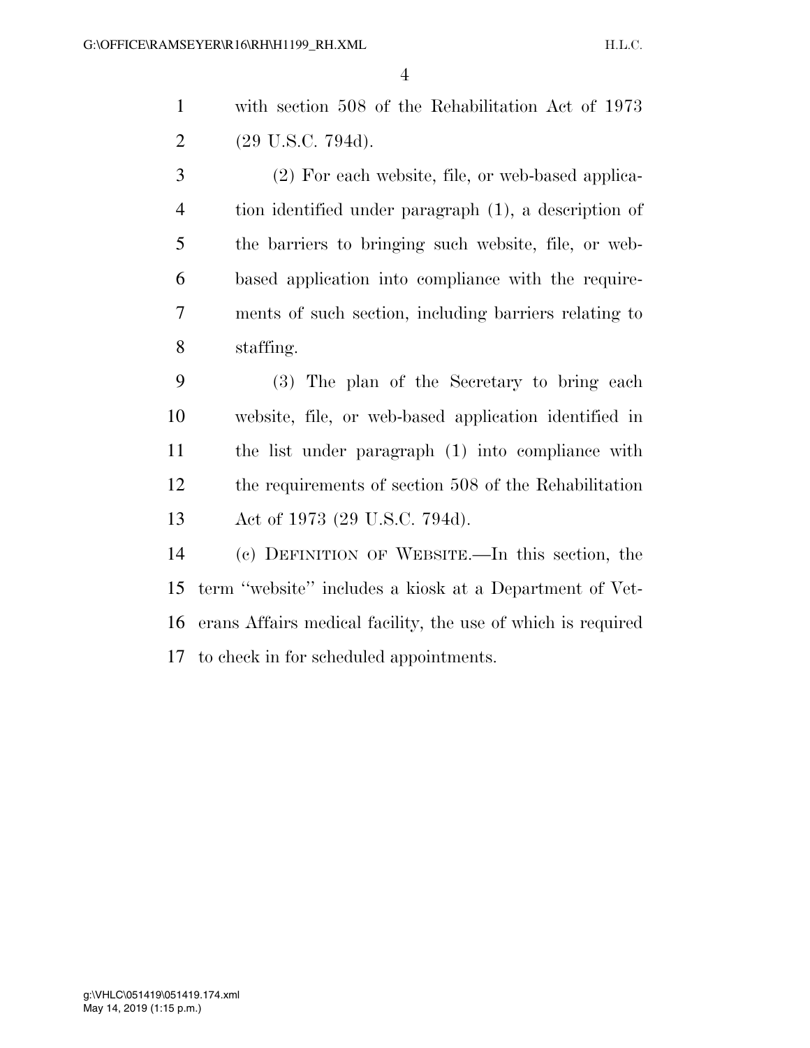with section 508 of the Rehabilitation Act of 1973 (29 U.S.C. 794d).

(2) For each website, file, or web-based application identified under paragraph (1), a description of the barriers to bringing such website, file, or web-based application into compliance with the requirements of such section, including barriers relating to staffing.

(3) The plan of the Secretary to bring each website, file, or web-based application identified in the list under paragraph (1) into compliance with the requirements of section 508 of the Rehabilitation Act of 1973 (29 U.S.C. 794d).

(c) DEFINITION OF WEBSITE.—In this section, the term "website" includes a kiosk at a Department of Veterans Affairs medical facility, the use of which is required to check in for scheduled appointments.